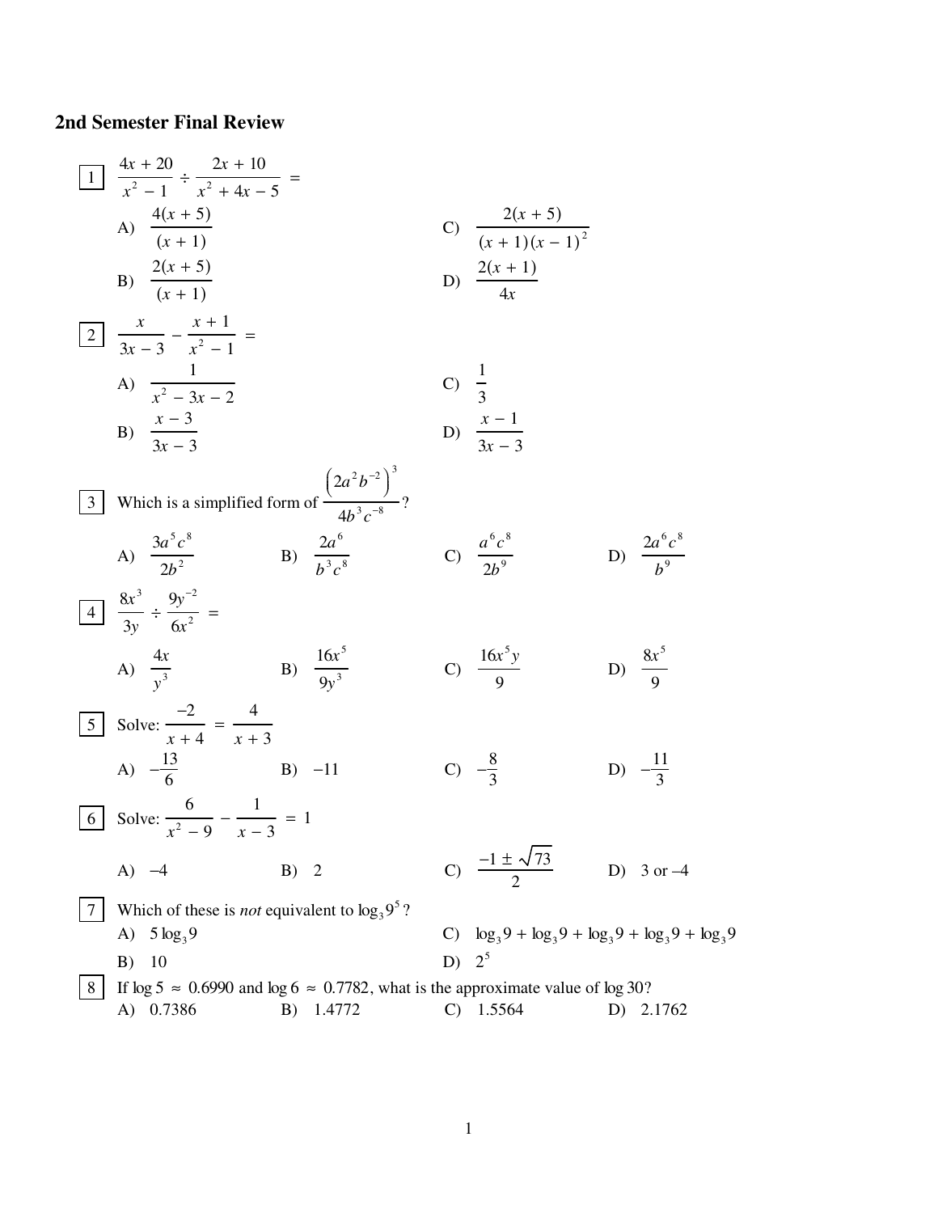## 2nd Semester Final Review

**1** $\dfrac{4x + 20}{x^2 - 1} \div \dfrac{2x + 10}{x^2 + 4x - 5} =$

A) $\dfrac{4(x + 5)}{(x + 1)}$

B) $\dfrac{2(x + 5)}{(x + 1)}$

C) $\dfrac{2(x + 5)}{(x + 1)(x - 1)^2}$

D) $\dfrac{2(x + 1)}{4x}$

**2** $\dfrac{x}{3x - 3} - \dfrac{x + 1}{x^2 - 1} =$

A) $\dfrac{1}{x^2 - 3x - 2}$

B) $\dfrac{x - 3}{3x - 3}$

C) $\dfrac{1}{3}$

D) $\dfrac{x - 1}{3x - 3}$

**3** Which is a simplified form of $\dfrac{\left(2a^2b^{-2}\right)^3}{4b^3c^{-8}}$?

A) $\dfrac{3a^5c^8}{2b^2}$ B) $\dfrac{2a^6}{b^3c^8}$ C) $\dfrac{a^6c^8}{2b^9}$ D) $\dfrac{2a^6c^8}{b^9}$

**4** $\dfrac{8x^3}{3y} \div \dfrac{9y^{-2}}{6x^2} =$

A) $\dfrac{4x}{y^3}$ B) $\dfrac{16x^5}{9y^3}$ C) $\dfrac{16x^5y}{9}$ D) $\dfrac{8x^5}{9}$

**5** Solve: $\dfrac{-2}{x + 4} = \dfrac{4}{x + 3}$

A) $-\dfrac{13}{6}$ B) $-11$ C) $-\dfrac{8}{3}$ D) $-\dfrac{11}{3}$

**6** Solve: $\dfrac{6}{x^2 - 9} - \dfrac{1}{x - 3} = 1$

A) $-4$ B) $2$ C) $\dfrac{-1 \pm \sqrt{73}}{2}$ D) $3$ or $-4$

**7** Which of these is *not* equivalent to $\log_3 9^5$?

A) $5\log_3 9$

B) $10$

C) $\log_3 9 + \log_3 9 + \log_3 9 + \log_3 9 + \log_3 9$

D) $2^5$

**8** If $\log 5 \approx 0.6990$ and $\log 6 \approx 0.7782$, what is the approximate value of $\log 30$?

A) 0.7386 B) 1.4772 C) 1.5564 D) 2.1762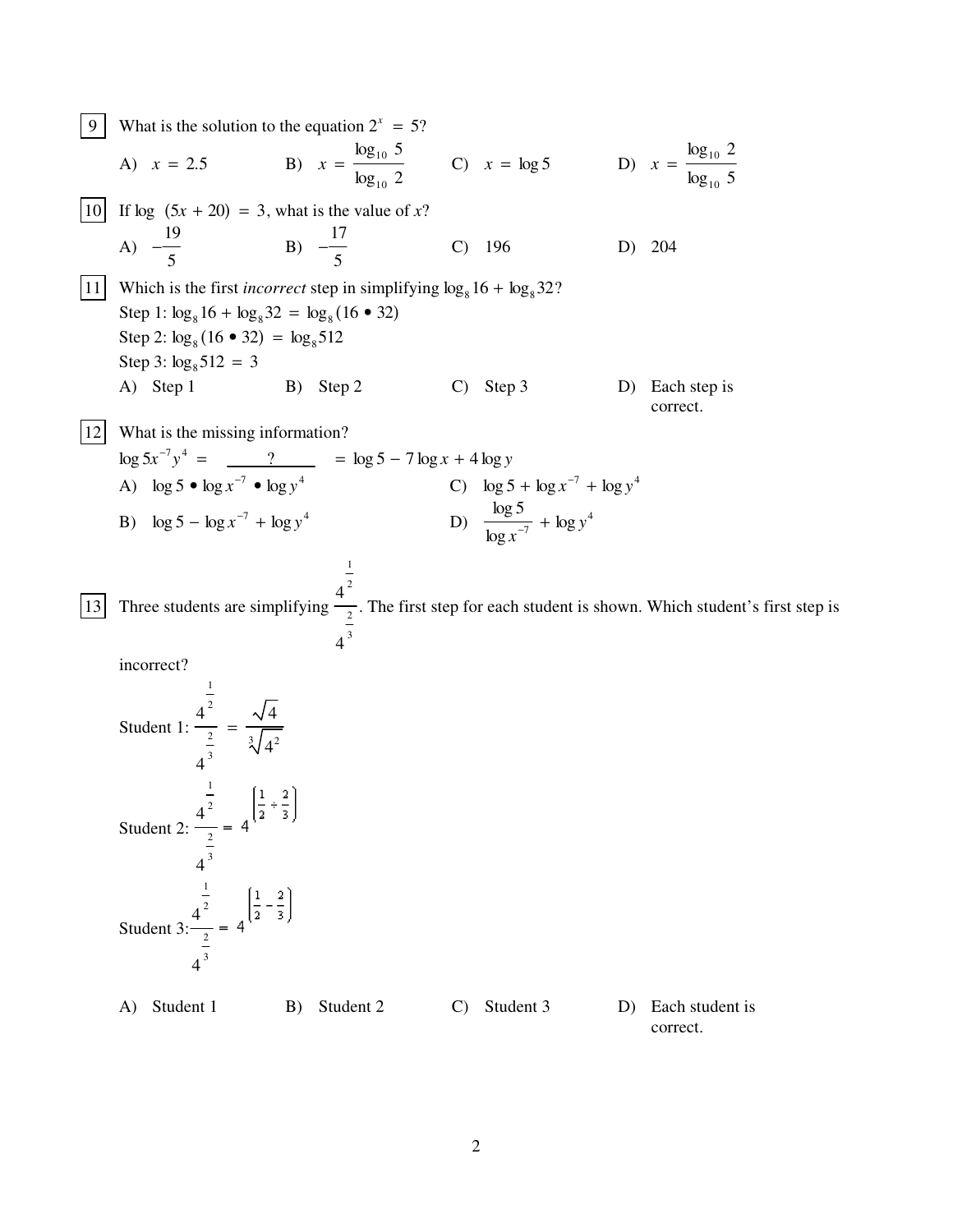**9** What is the solution to the equation $2^x = 5$?

A) $x = 2.5$ B) $x = \dfrac{\log_{10} 5}{\log_{10} 2}$ C) $x = \log 5$ D) $x = \dfrac{\log_{10} 2}{\log_{10} 5}$

**10** If $\log\ (5x + 20) = 3$, what is the value of $x$?

A) $-\dfrac{19}{5}$ B) $-\dfrac{17}{5}$ C) 196 D) 204

**11** Which is the first *incorrect* step in simplifying $\log_8 16 + \log_8 32$?

Step 1: $\log_8 16 + \log_8 32 = \log_8 (16 \bullet 32)$

Step 2: $\log_8 (16 \bullet 32) = \log_8 512$

Step 3: $\log_8 512 = 3$

A) Step 1 B) Step 2 C) Step 3 D) Each step is correct.

**12** What is the missing information?

$\log 5x^{-7}y^4 = \underline{\quad ? \quad} = \log 5 - 7\log x + 4\log y$

A) $\log 5 \bullet \log x^{-7} \bullet \log y^4$

B) $\log 5 - \log x^{-7} + \log y^4$

C) $\log 5 + \log x^{-7} + \log y^4$

D) $\dfrac{\log 5}{\log x^{-7}} + \log y^4$

**13** Three students are simplifying $\dfrac{4^{\frac{1}{2}}}{4^{\frac{2}{3}}}$. The first step for each student is shown. Which student's first step is incorrect?

Student 1: $\dfrac{4^{\frac{1}{2}}}{4^{\frac{2}{3}}} = \dfrac{\sqrt{4}}{\sqrt[3]{4^2}}$

Student 2: $\dfrac{4^{\frac{1}{2}}}{4^{\frac{2}{3}}} = 4^{\left(\frac{1}{2} \div \frac{2}{3}\right)}$

Student 3: $\dfrac{4^{\frac{1}{2}}}{4^{\frac{2}{3}}} = 4^{\left(\frac{1}{2} - \frac{2}{3}\right)}$

A) Student 1 B) Student 2 C) Student 3 D) Each student is correct.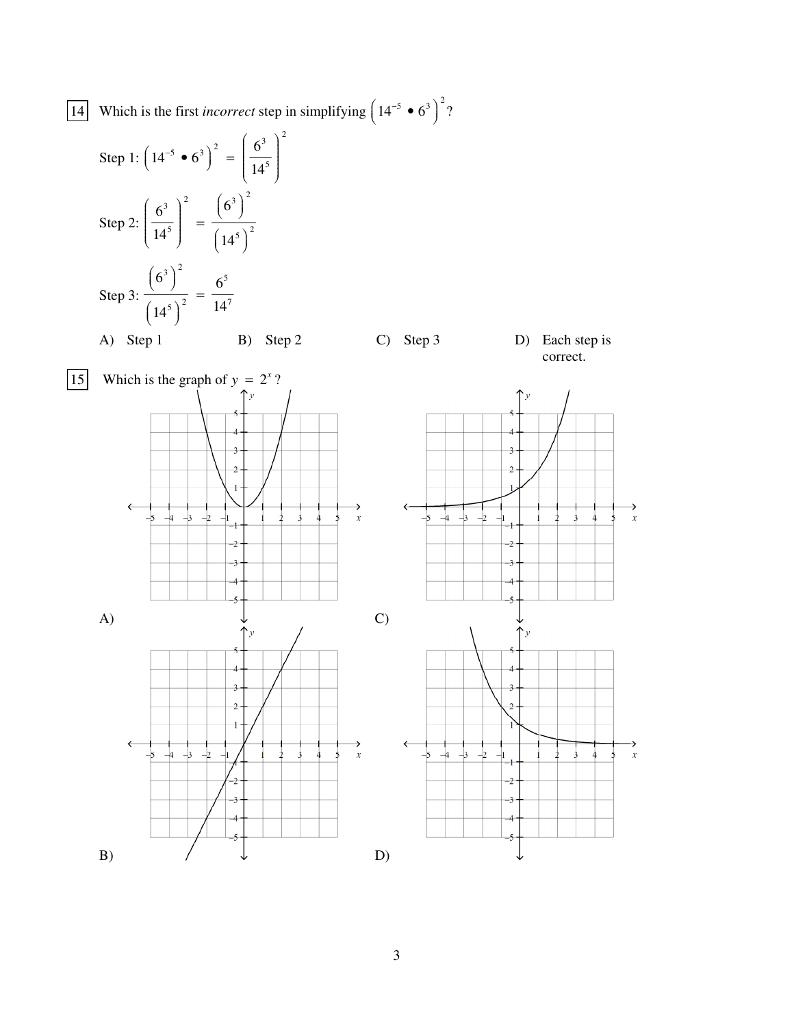14 Which is the first *incorrect* step in simplifying $\left(14^{-5} \bullet 6^{3}\right)^{2}$?

Step 1: $\left(14^{-5} \bullet 6^{3}\right)^{2} = \left(\dfrac{6^{3}}{14^{5}}\right)^{2}$

Step 2: $\left(\dfrac{6^{3}}{14^{5}}\right)^{2} = \dfrac{\left(6^{3}\right)^{2}}{\left(14^{5}\right)^{2}}$

Step 3: $\dfrac{\left(6^{3}\right)^{2}}{\left(14^{5}\right)^{2}} = \dfrac{6^{5}}{14^{7}}$

A) Step 1 B) Step 2 C) Step 3 D) Each step is correct.

15 Which is the graph of $y = 2^{x}$?

A)

B)

C)

D)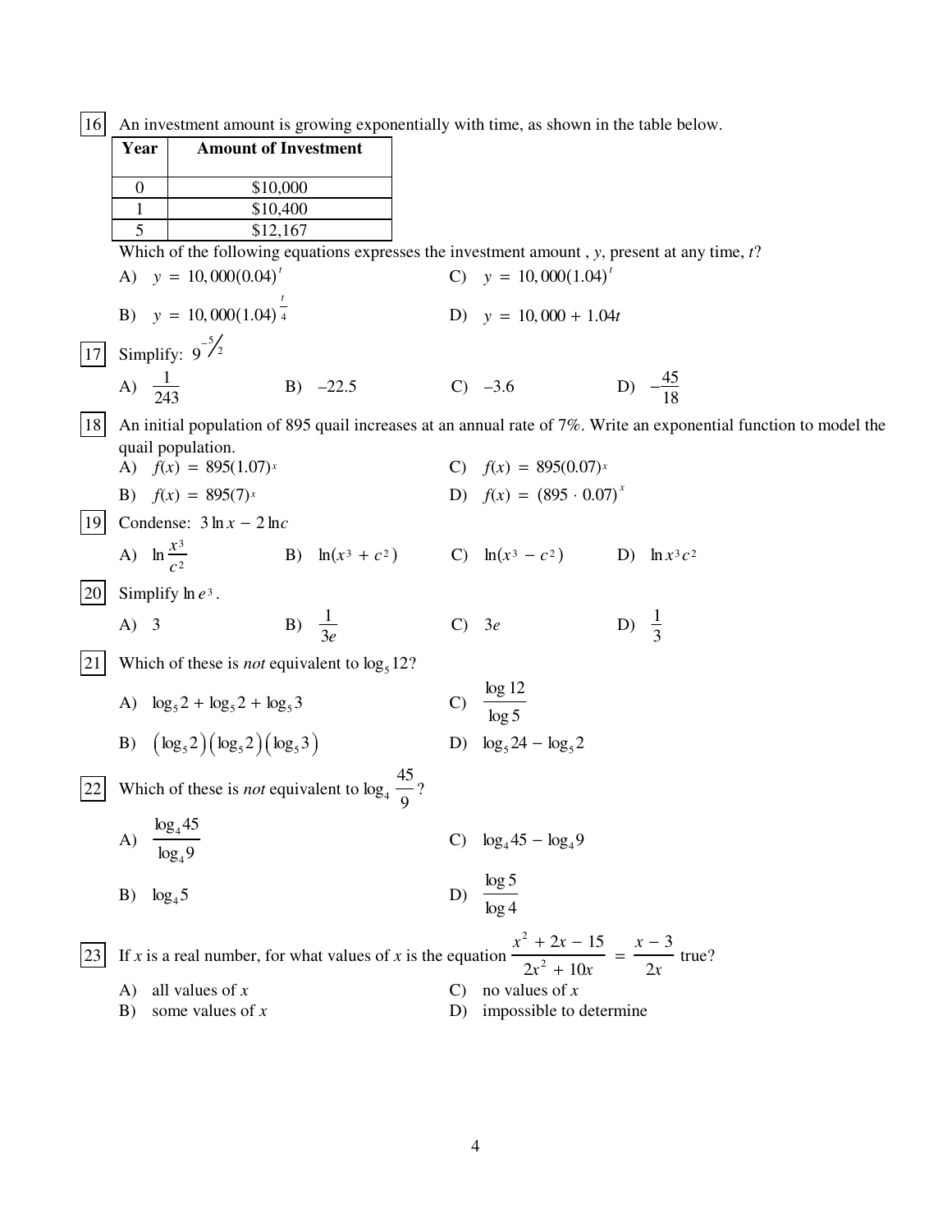16 An investment amount is growing exponentially with time, as shown in the table below.

| Year | Amount of Investment |
|---|---|
| 0 | \$10,000 |
| 1 | \$10,400 |
| 5 | \$12,167 |

Which of the following equations expresses the investment amount , $y$, present at any time, $t$?

A) $y = 10,000(0.04)^t$

B) $y = 10,000(1.04)^{\frac{t}{4}}$

C) $y = 10,000(1.04)^t$

D) $y = 10,000 + 1.04t$

17 Simplify: $9^{-5/2}$

A) $\dfrac{1}{243}$

B) $-22.5$

C) $-3.6$

D) $-\dfrac{45}{18}$

18 An initial population of 895 quail increases at an annual rate of 7%. Write an exponential function to model the quail population.

A) $f(x) = 895(1.07)^x$

B) $f(x) = 895(7)^x$

C) $f(x) = 895(0.07)^x$

D) $f(x) = (895 \cdot 0.07)^x$

19 Condense: $3\ln x - 2\ln c$

A) $\ln \dfrac{x^3}{c^2}$

B) $\ln(x^3 + c^2)$

C) $\ln(x^3 - c^2)$

D) $\ln x^3 c^2$

20 Simplify $\ln e^3$.

A) $3$

B) $\dfrac{1}{3e}$

C) $3e$

D) $\dfrac{1}{3}$

21 Which of these is *not* equivalent to $\log_5 12$?

A) $\log_5 2 + \log_5 2 + \log_5 3$

B) $(\log_5 2)(\log_5 2)(\log_5 3)$

C) $\dfrac{\log 12}{\log 5}$

D) $\log_5 24 - \log_5 2$

22 Which of these is *not* equivalent to $\log_4 \dfrac{45}{9}$?

A) $\dfrac{\log_4 45}{\log_4 9}$

B) $\log_4 5$

C) $\log_4 45 - \log_4 9$

D) $\dfrac{\log 5}{\log 4}$

23 If $x$ is a real number, for what values of $x$ is the equation $\dfrac{x^2 + 2x - 15}{2x^2 + 10x} = \dfrac{x - 3}{2x}$ true?

A) all values of $x$

B) some values of $x$

C) no values of $x$

D) impossible to determine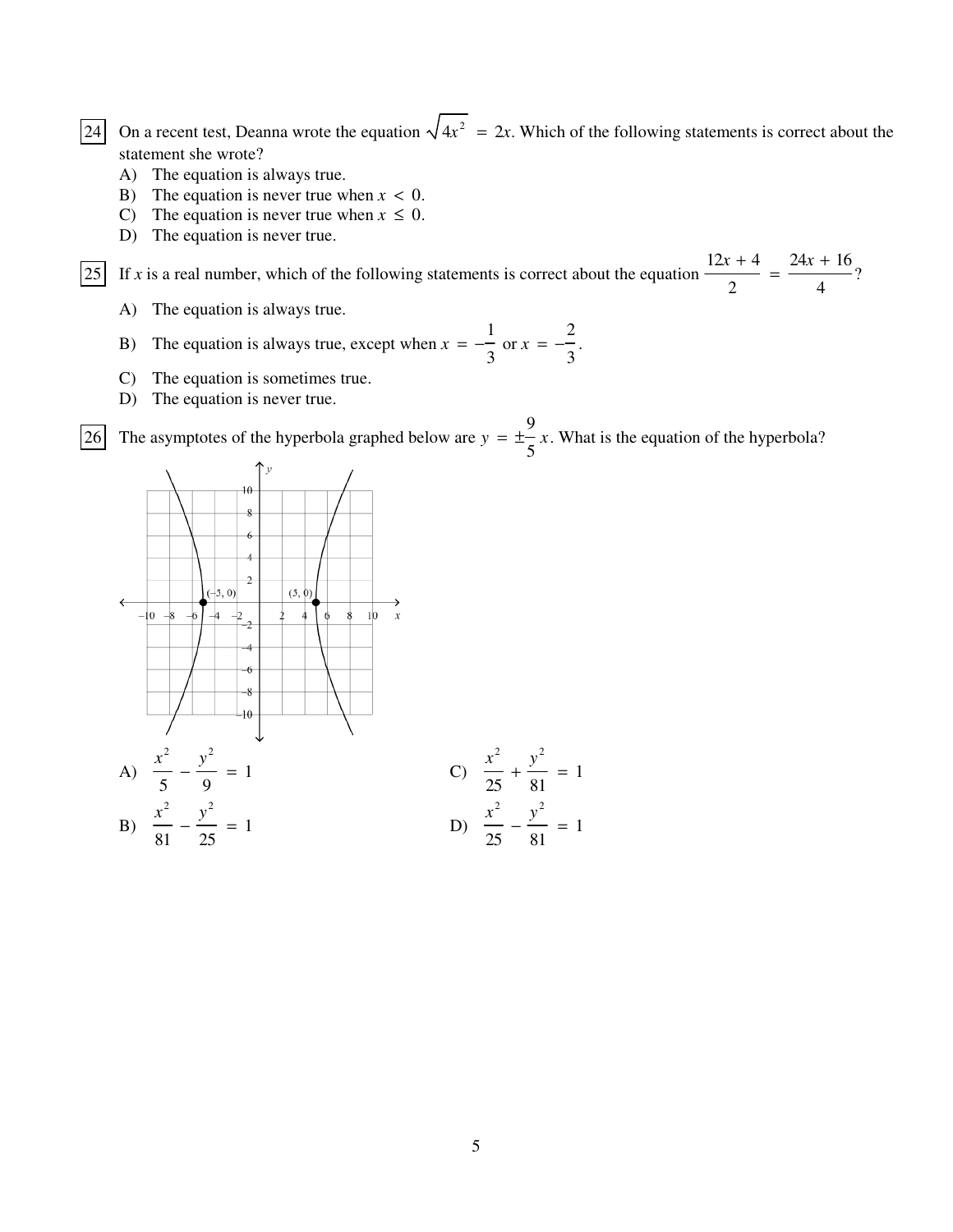24 On a recent test, Deanna wrote the equation $\sqrt{4x^2} = 2x$. Which of the following statements is correct about the statement she wrote?

A) The equation is always true.

B) The equation is never true when $x < 0$.

C) The equation is never true when $x \leq 0$.

D) The equation is never true.

25 If $x$ is a real number, which of the following statements is correct about the equation $\frac{12x + 4}{2} = \frac{24x + 16}{4}$?

A) The equation is always true.

B) The equation is always true, except when $x = -\frac{1}{3}$ or $x = -\frac{2}{3}$.

C) The equation is sometimes true.

D) The equation is never true.

26 The asymptotes of the hyperbola graphed below are $y = \pm\frac{9}{5}x$. What is the equation of the hyperbola?

A) $\frac{x^2}{5} - \frac{y^2}{9} = 1$

B) $\frac{x^2}{81} - \frac{y^2}{25} = 1$

C) $\frac{x^2}{25} + \frac{y^2}{81} = 1$

D) $\frac{x^2}{25} - \frac{y^2}{81} = 1$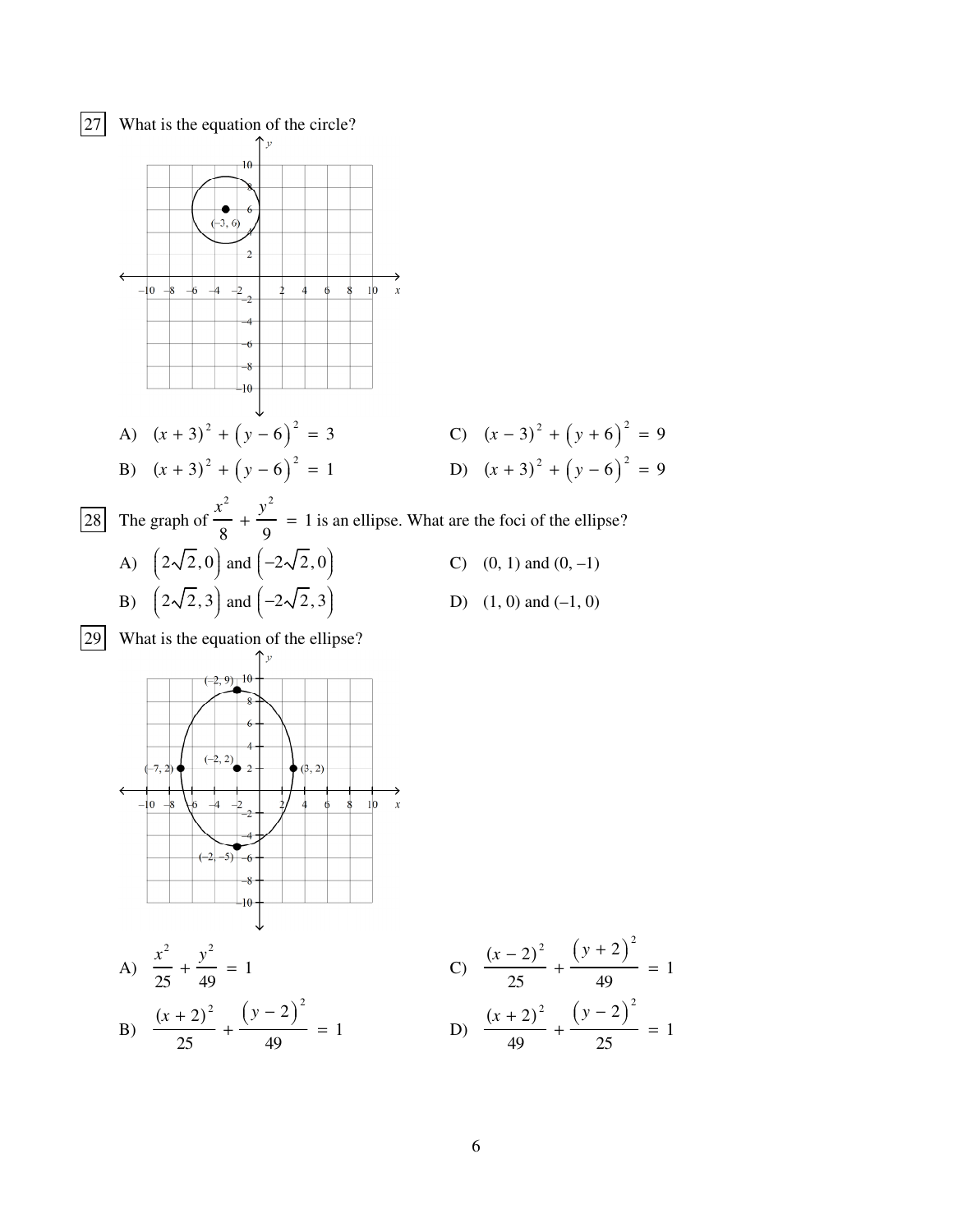27 What is the equation of the circle?

A) $(x+3)^2 + (y-6)^2 = 3$

B) $(x+3)^2 + (y-6)^2 = 1$

C) $(x-3)^2 + (y+6)^2 = 9$

D) $(x+3)^2 + (y-6)^2 = 9$

28 The graph of $\frac{x^2}{8} + \frac{y^2}{9} = 1$ is an ellipse. What are the foci of the ellipse?

A) $(2\sqrt{2}, 0)$ and $(-2\sqrt{2}, 0)$

B) $(2\sqrt{2}, 3)$ and $(-2\sqrt{2}, 3)$

C) $(0, 1)$ and $(0, -1)$

D) $(1, 0)$ and $(-1, 0)$

29 What is the equation of the ellipse?

A) $\frac{x^2}{25} + \frac{y^2}{49} = 1$

B) $\frac{(x+2)^2}{25} + \frac{(y-2)^2}{49} = 1$

C) $\frac{(x-2)^2}{25} + \frac{(y+2)^2}{49} = 1$

D) $\frac{(x+2)^2}{49} + \frac{(y-2)^2}{25} = 1$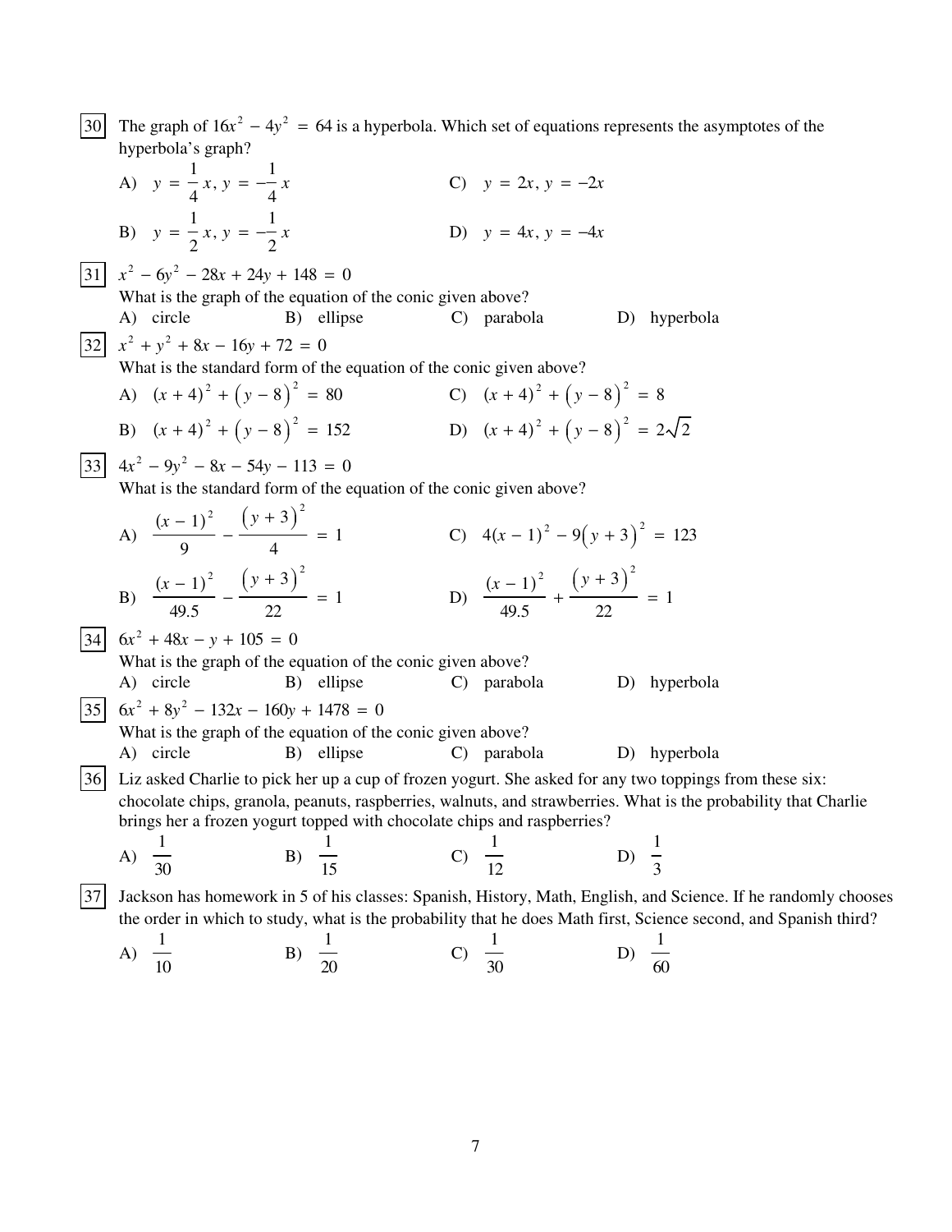**30** The graph of $16x^2 - 4y^2 = 64$ is a hyperbola. Which set of equations represents the asymptotes of the hyperbola's graph?

A) $y = \frac{1}{4}x,\ y = -\frac{1}{4}x$

B) $y = \frac{1}{2}x,\ y = -\frac{1}{2}x$

C) $y = 2x,\ y = -2x$

D) $y = 4x,\ y = -4x$

**31** $x^2 - 6y^2 - 28x + 24y + 148 = 0$

What is the graph of the equation of the conic given above?

A) circle B) ellipse C) parabola D) hyperbola

**32** $x^2 + y^2 + 8x - 16y + 72 = 0$

What is the standard form of the equation of the conic given above?

A) $(x + 4)^2 + (y - 8)^2 = 80$

B) $(x + 4)^2 + (y - 8)^2 = 152$

C) $(x + 4)^2 + (y - 8)^2 = 8$

D) $(x + 4)^2 + (y - 8)^2 = 2\sqrt{2}$

**33** $4x^2 - 9y^2 - 8x - 54y - 113 = 0$

What is the standard form of the equation of the conic given above?

A) $\dfrac{(x-1)^2}{9} - \dfrac{(y+3)^2}{4} = 1$

B) $\dfrac{(x-1)^2}{49.5} - \dfrac{(y+3)^2}{22} = 1$

C) $4(x-1)^2 - 9(y+3)^2 = 123$

D) $\dfrac{(x-1)^2}{49.5} + \dfrac{(y+3)^2}{22} = 1$

**34** $6x^2 + 48x - y + 105 = 0$

What is the graph of the equation of the conic given above?

A) circle B) ellipse C) parabola D) hyperbola

**35** $6x^2 + 8y^2 - 132x - 160y + 1478 = 0$

What is the graph of the equation of the conic given above?

A) circle B) ellipse C) parabola D) hyperbola

**36** Liz asked Charlie to pick her up a cup of frozen yogurt. She asked for any two toppings from these six: chocolate chips, granola, peanuts, raspberries, walnuts, and strawberries. What is the probability that Charlie brings her a frozen yogurt topped with chocolate chips and raspberries?

A) $\frac{1}{30}$ B) $\frac{1}{15}$ C) $\frac{1}{12}$ D) $\frac{1}{3}$

**37** Jackson has homework in 5 of his classes: Spanish, History, Math, English, and Science. If he randomly chooses the order in which to study, what is the probability that he does Math first, Science second, and Spanish third?

A) $\frac{1}{10}$ B) $\frac{1}{20}$ C) $\frac{1}{30}$ D) $\frac{1}{60}$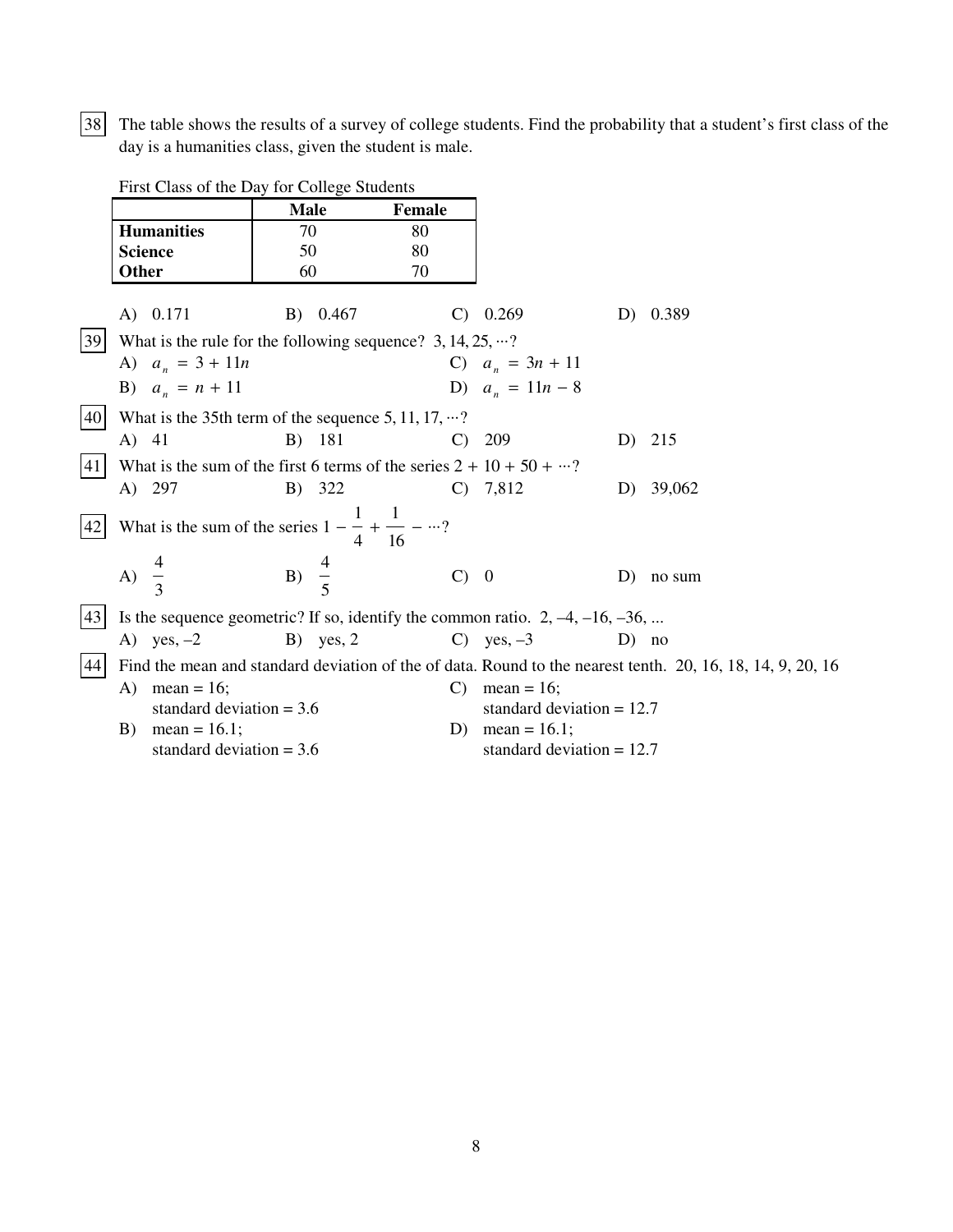38 The table shows the results of a survey of college students. Find the probability that a student's first class of the day is a humanities class, given the student is male.

First Class of the Day for College Students

| | Male | Female |
|---|---|---|
| **Humanities** | 70 | 80 |
| **Science** | 50 | 80 |
| **Other** | 60 | 70 |

A) 0.171 B) 0.467 C) 0.269 D) 0.389

39 What is the rule for the following sequence? 3, 14, 25, ···?

A) $a_n = 3 + 11n$

B) $a_n = n + 11$

C) $a_n = 3n + 11$

D) $a_n = 11n - 8$

40 What is the 35th term of the sequence 5, 11, 17, ···?

A) 41 B) 181 C) 209 D) 215

41 What is the sum of the first 6 terms of the series 2 + 10 + 50 + ···?

A) 297 B) 322 C) 7,812 D) 39,062

42 What is the sum of the series $1 - \frac{1}{4} + \frac{1}{16} - \cdots$?

A) $\frac{4}{3}$ B) $\frac{4}{5}$ C) 0 D) no sum

43 Is the sequence geometric? If so, identify the common ratio. 2, –4, –16, –36, ...

A) yes, –2 B) yes, 2 C) yes, –3 D) no

44 Find the mean and standard deviation of the of data. Round to the nearest tenth. 20, 16, 18, 14, 9, 20, 16

A) mean = 16;
standard deviation = 3.6

B) mean = 16.1;
standard deviation = 3.6

C) mean = 16;
standard deviation = 12.7

D) mean = 16.1;
standard deviation = 12.7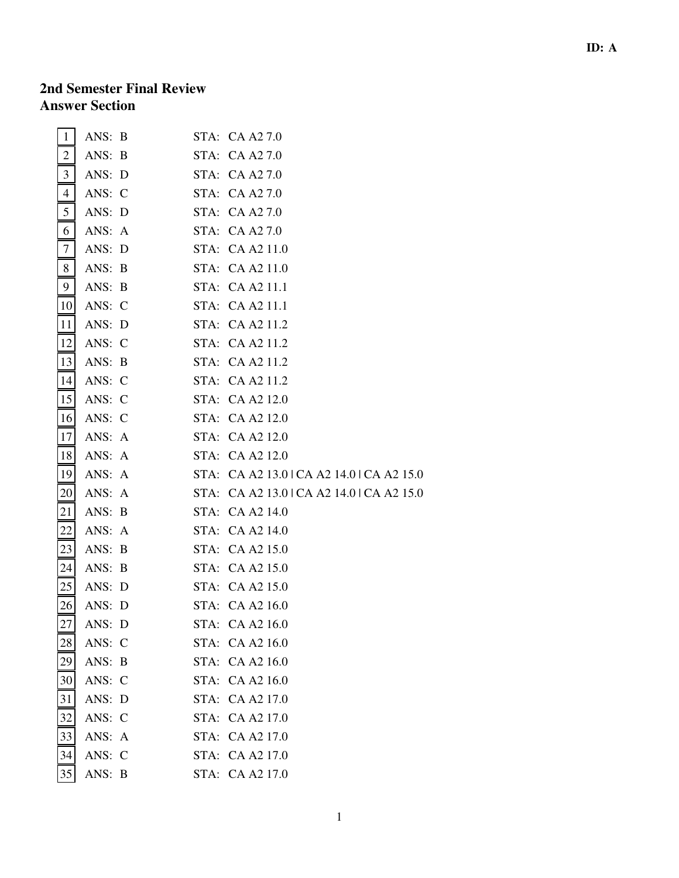ID: A

# 2nd Semester Final Review
## Answer Section

| # | ANS | STA |
|---|---|---|
| 1 | ANS: B | STA: CA A2 7.0 |
| 2 | ANS: B | STA: CA A2 7.0 |
| 3 | ANS: D | STA: CA A2 7.0 |
| 4 | ANS: C | STA: CA A2 7.0 |
| 5 | ANS: D | STA: CA A2 7.0 |
| 6 | ANS: A | STA: CA A2 7.0 |
| 7 | ANS: D | STA: CA A2 11.0 |
| 8 | ANS: B | STA: CA A2 11.0 |
| 9 | ANS: B | STA: CA A2 11.1 |
| 10 | ANS: C | STA: CA A2 11.1 |
| 11 | ANS: D | STA: CA A2 11.2 |
| 12 | ANS: C | STA: CA A2 11.2 |
| 13 | ANS: B | STA: CA A2 11.2 |
| 14 | ANS: C | STA: CA A2 11.2 |
| 15 | ANS: C | STA: CA A2 12.0 |
| 16 | ANS: C | STA: CA A2 12.0 |
| 17 | ANS: A | STA: CA A2 12.0 |
| 18 | ANS: A | STA: CA A2 12.0 |
| 19 | ANS: A | STA: CA A2 13.0 \| CA A2 14.0 \| CA A2 15.0 |
| 20 | ANS: A | STA: CA A2 13.0 \| CA A2 14.0 \| CA A2 15.0 |
| 21 | ANS: B | STA: CA A2 14.0 |
| 22 | ANS: A | STA: CA A2 14.0 |
| 23 | ANS: B | STA: CA A2 15.0 |
| 24 | ANS: B | STA: CA A2 15.0 |
| 25 | ANS: D | STA: CA A2 15.0 |
| 26 | ANS: D | STA: CA A2 16.0 |
| 27 | ANS: D | STA: CA A2 16.0 |
| 28 | ANS: C | STA: CA A2 16.0 |
| 29 | ANS: B | STA: CA A2 16.0 |
| 30 | ANS: C | STA: CA A2 16.0 |
| 31 | ANS: D | STA: CA A2 17.0 |
| 32 | ANS: C | STA: CA A2 17.0 |
| 33 | ANS: A | STA: CA A2 17.0 |
| 34 | ANS: C | STA: CA A2 17.0 |
| 35 | ANS: B | STA: CA A2 17.0 |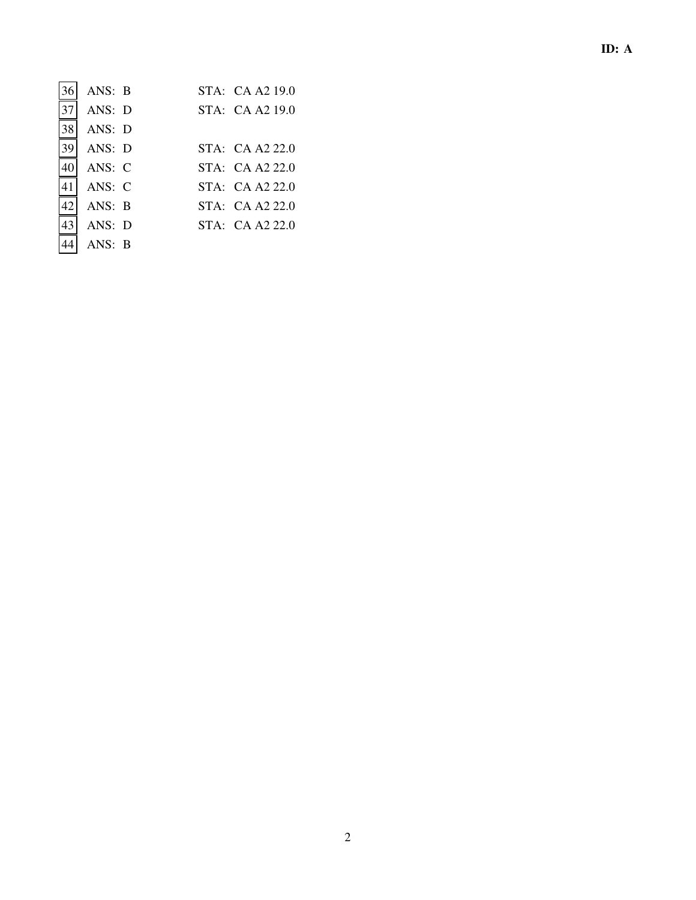ID: A

36 ANS: B STA: CA A2 19.0

37 ANS: D STA: CA A2 19.0

38 ANS: D

39 ANS: D STA: CA A2 22.0

40 ANS: C STA: CA A2 22.0

41 ANS: C STA: CA A2 22.0

42 ANS: B STA: CA A2 22.0

43 ANS: D STA: CA A2 22.0

44 ANS: B